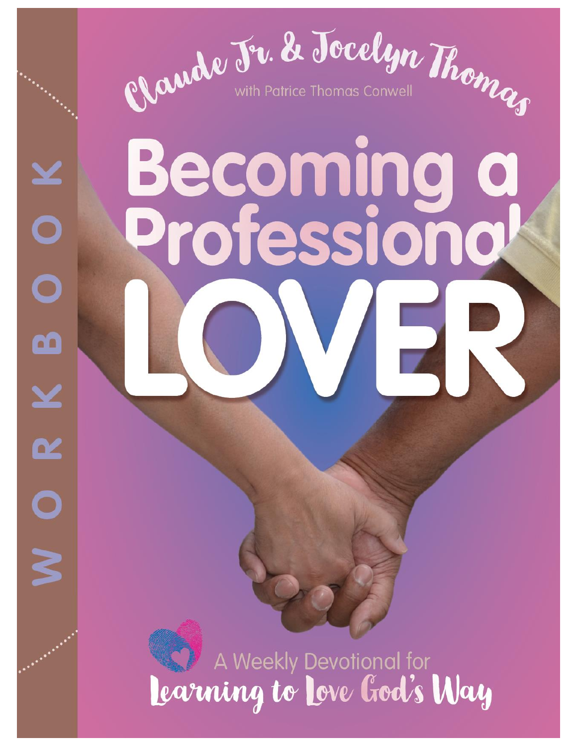WORKBOOK

Claude Jr. & Jocelyn Thomas

with Patrice Thomas Conwell

# Becoming a Professional LOVER

A Weekly Devotional for

**Learning to Love God's Way**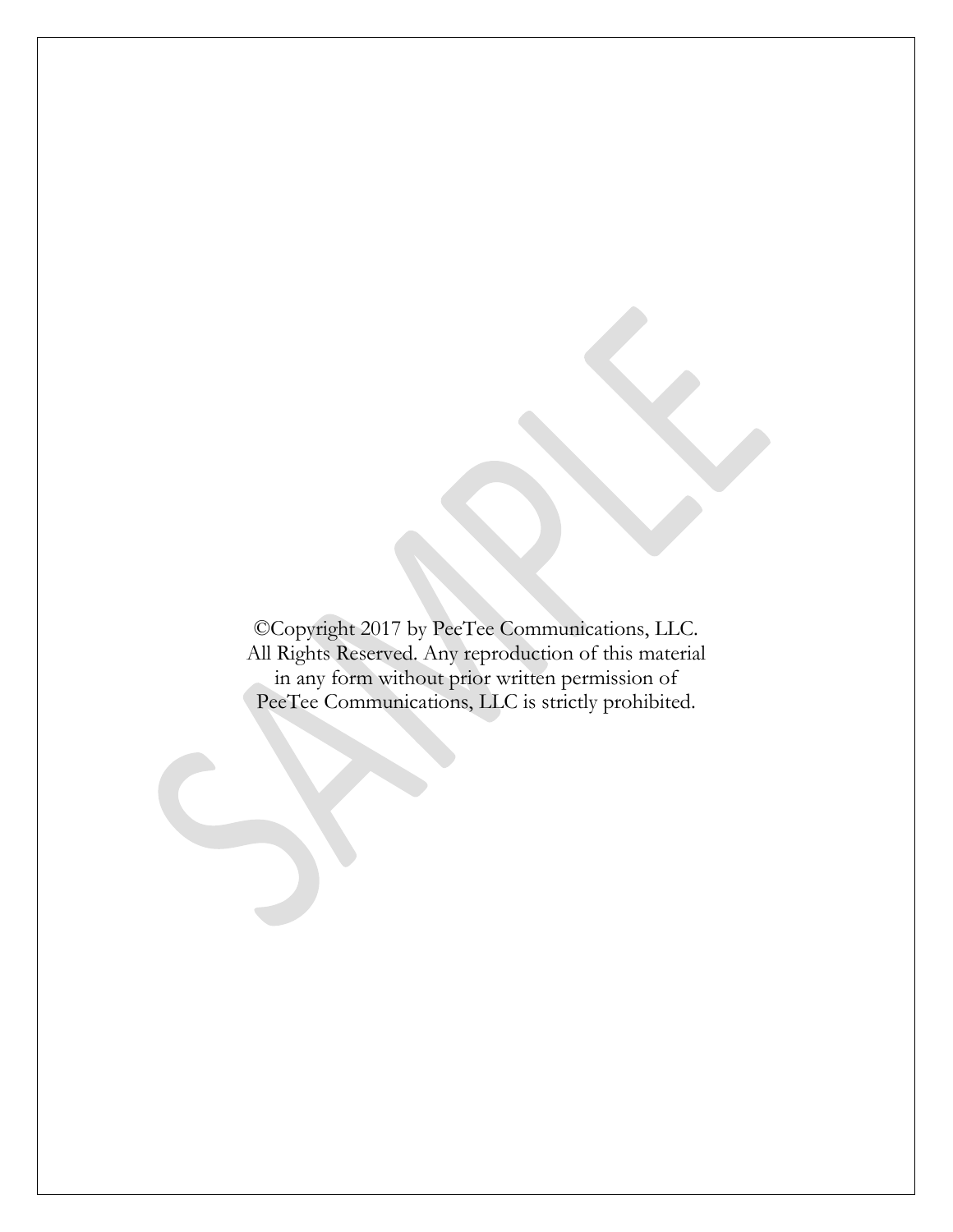©Copyright 2017 by PeeTee Communications, LLC. All Rights Reserved. Any reproduction of this material in any form without prior written permission of PeeTee Communications, LLC is strictly prohibited.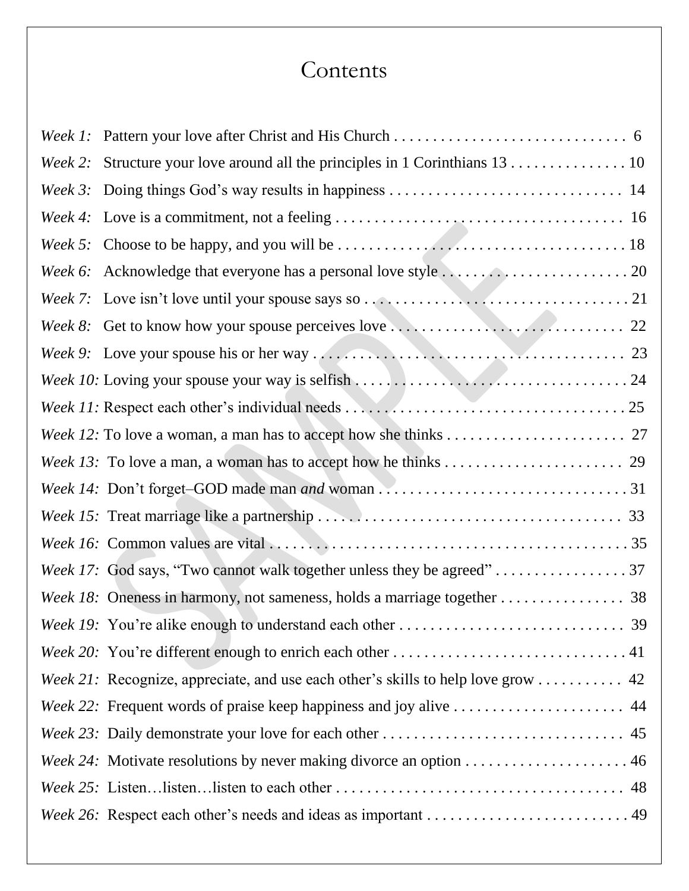# Contents

*Week 1:* Pattern your love after Christ and His Church . . . . . . . . . . . . . . . . . . . . . . . . . . . . . . 6

*Week 2:* Structure your love around all the principles in 1 Corinthians 13 . . . . . . . . . . . . . . . 10

*Week 3:* Doing things God's way results in happiness . . . . . . . . . . . . . . . . . . . . . . . . . . . . . . 14

*Week 4:* Love is a commitment, not a feeling . . . . . . . . . . . . . . . . . . . . . . . . . . . . . . . . . . . . . 16

*Week 5:* Choose to be happy, and you will be . . . . . . . . . . . . . . . . . . . . . . . . . . . . . . . . . . . . . . 18

*Week 6:* Acknowledge that everyone has a personal love style . . . . . . . . . . . . . . . . . . . . . . . . . 20

*Week 7:* Love isn't love until your spouse says so . . . . . . . . . . . . . . . . . . . . . . . . . . . . . . . . . . 21

*Week 8:* Get to know how your spouse perceives love . . . . . . . . . . . . . . . . . . . . . . . . . . . . . . 22

*Week 9:* Love your spouse his or her way . . . . . . . . . . . . . . . . . . . . . . . . . . . . . . . . . . . . . . . . 23

*Week 10:* Loving your spouse your way is selfish . . . . . . . . . . . . . . . . . . . . . . . . . . . . . . . . . . . 24

*Week 11:* Respect each other's individual needs . . . . . . . . . . . . . . . . . . . . . . . . . . . . . . . . . . . . 25

*Week 12:* To love a woman, a man has to accept how she thinks . . . . . . . . . . . . . . . . . . . . . . . 27

*Week 13:* To love a man, a woman has to accept how he thinks . . . . . . . . . . . . . . . . . . . . . . . . 29

*Week 14:* Don't forget–GOD made man *and* woman . . . . . . . . . . . . . . . . . . . . . . . . . . . . . . . . 31

*Week 15:* Treat marriage like a partnership . . . . . . . . . . . . . . . . . . . . . . . . . . . . . . . . . . . . . . . 33

*Week 16:* Common values are vital . . . . . . . . . . . . . . . . . . . . . . . . . . . . . . . . . . . . . . . . . . . . . . 35

*Week 17:* God says, "Two cannot walk together unless they be agreed" . . . . . . . . . . . . . . . . . 37

*Week 18:* Oneness in harmony, not sameness, holds a marriage together . . . . . . . . . . . . . . . . 38

*Week 19:* You're alike enough to understand each other . . . . . . . . . . . . . . . . . . . . . . . . . . . . . 39

*Week 20:* You're different enough to enrich each other . . . . . . . . . . . . . . . . . . . . . . . . . . . . . . 41

*Week 21:* Recognize, appreciate, and use each other's skills to help love grow . . . . . . . . . . . 42

*Week 22:* Frequent words of praise keep happiness and joy alive . . . . . . . . . . . . . . . . . . . . . . 44

*Week 23:* Daily demonstrate your love for each other . . . . . . . . . . . . . . . . . . . . . . . . . . . . . . . 45

*Week 24:* Motivate resolutions by never making divorce an option . . . . . . . . . . . . . . . . . . . . . 46

*Week 25:* Listen…listen…listen to each other . . . . . . . . . . . . . . . . . . . . . . . . . . . . . . . . . . . . . 48

*Week 26:* Respect each other's needs and ideas as important . . . . . . . . . . . . . . . . . . . . . . . . . . 49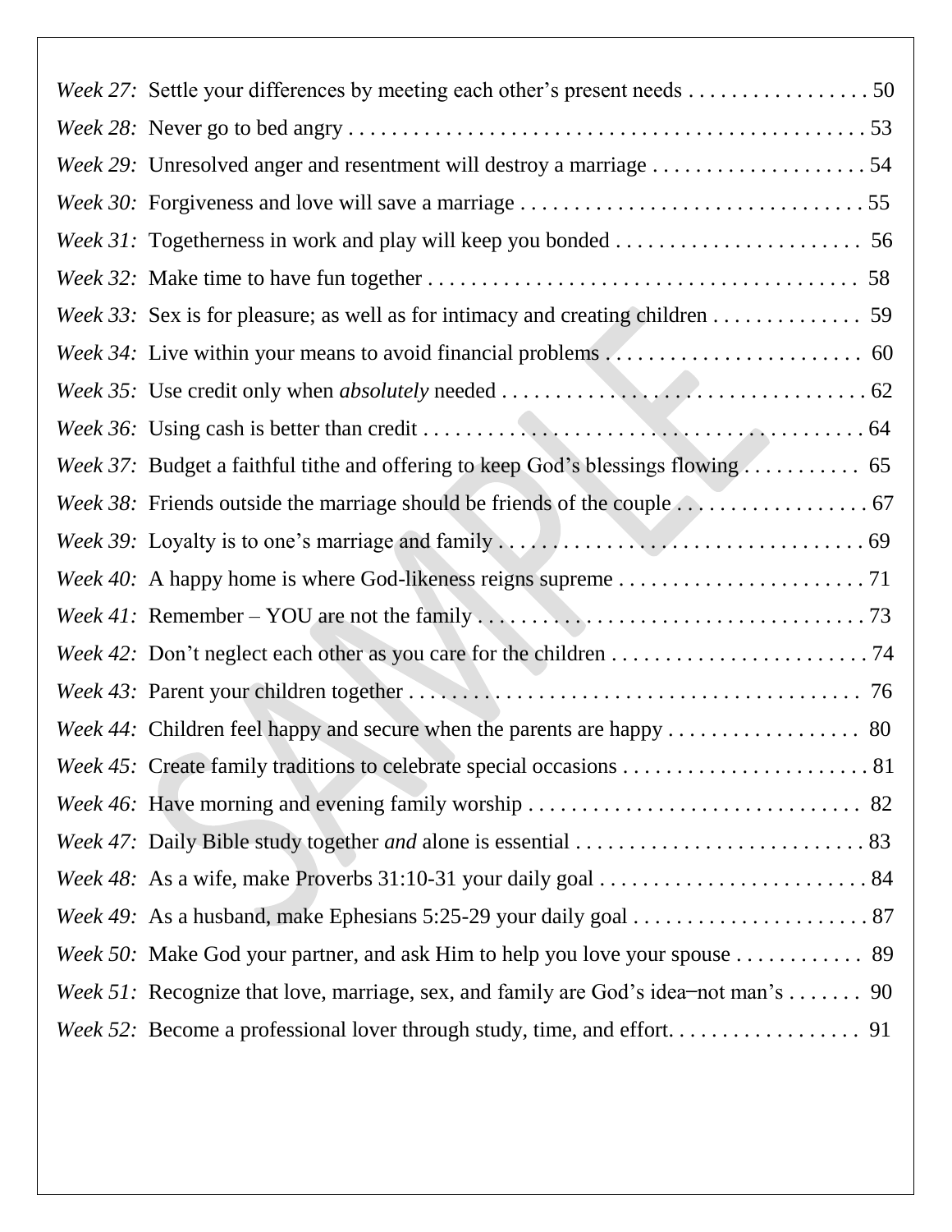*Week 27:* Settle your differences by meeting each other's present needs . . . . . . . . . . . . . . . . . 50

*Week 28:* Never go to bed angry . . . . . . . . . . . . . . . . . . . . . . . . . . . . . . . . . . . . . . . . . . . . . . . . 53

*Week 29:* Unresolved anger and resentment will destroy a marriage . . . . . . . . . . . . . . . . . . . . 54

*Week 30:* Forgiveness and love will save a marriage . . . . . . . . . . . . . . . . . . . . . . . . . . . . . . . . 55

*Week 31:* Togetherness in work and play will keep you bonded . . . . . . . . . . . . . . . . . . . . . . . 56

*Week 32:* Make time to have fun together . . . . . . . . . . . . . . . . . . . . . . . . . . . . . . . . . . . . . . . 58

*Week 33:* Sex is for pleasure; as well as for intimacy and creating children . . . . . . . . . . . . . . 59

*Week 34:* Live within your means to avoid financial problems . . . . . . . . . . . . . . . . . . . . . . . . 60

*Week 35:* Use credit only when *absolutely* needed . . . . . . . . . . . . . . . . . . . . . . . . . . . . . . . . . . 62

*Week 36:* Using cash is better than credit . . . . . . . . . . . . . . . . . . . . . . . . . . . . . . . . . . . . . . . . . 64

*Week 37:* Budget a faithful tithe and offering to keep God's blessings flowing . . . . . . . . . . . 65

*Week 38:* Friends outside the marriage should be friends of the couple . . . . . . . . . . . . . . . . . . 67

*Week 39:* Loyalty is to one's marriage and family . . . . . . . . . . . . . . . . . . . . . . . . . . . . . . . . . . 69

*Week 40:* A happy home is where God-likeness reigns supreme . . . . . . . . . . . . . . . . . . . . . . . 71

*Week 41:* Remember – YOU are not the family . . . . . . . . . . . . . . . . . . . . . . . . . . . . . . . . . . . . 73

*Week 42:* Don't neglect each other as you care for the children . . . . . . . . . . . . . . . . . . . . . . . . 74

*Week 43:* Parent your children together . . . . . . . . . . . . . . . . . . . . . . . . . . . . . . . . . . . . . . . . . 76

*Week 44:* Children feel happy and secure when the parents are happy . . . . . . . . . . . . . . . . . . 80

*Week 45:* Create family traditions to celebrate special occasions . . . . . . . . . . . . . . . . . . . . . . . 81

*Week 46:* Have morning and evening family worship . . . . . . . . . . . . . . . . . . . . . . . . . . . . . . 82

*Week 47:* Daily Bible study together *and* alone is essential . . . . . . . . . . . . . . . . . . . . . . . . . . . 83

*Week 48:* As a wife, make Proverbs 31:10-31 your daily goal . . . . . . . . . . . . . . . . . . . . . . . . . 84

*Week 49:* As a husband, make Ephesians 5:25-29 your daily goal . . . . . . . . . . . . . . . . . . . . . . 87

*Week 50:* Make God your partner, and ask Him to help you love your spouse . . . . . . . . . . . . 89

*Week 51:* Recognize that love, marriage, sex, and family are God's idea–not man's . . . . . . . 90

*Week 52:* Become a professional lover through study, time, and effort. . . . . . . . . . . . . . . . . . 91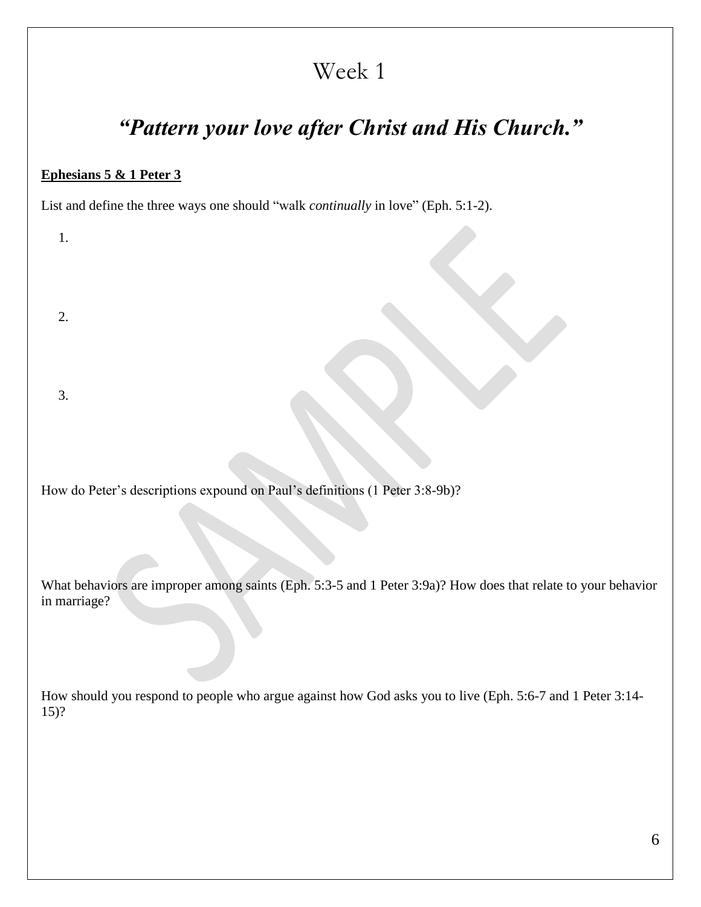# Week 1

## *"Pattern your love after Christ and His Church."*

**Ephesians 5 & 1 Peter 3**

List and define the three ways one should "walk *continually* in love" (Eph. 5:1-2).

1.

2.

3.

How do Peter's descriptions expound on Paul's definitions (1 Peter 3:8-9b)?

What behaviors are improper among saints (Eph. 5:3-5 and 1 Peter 3:9a)? How does that relate to your behavior in marriage?

How should you respond to people who argue against how God asks you to live (Eph. 5:6-7 and 1 Peter 3:14-15)?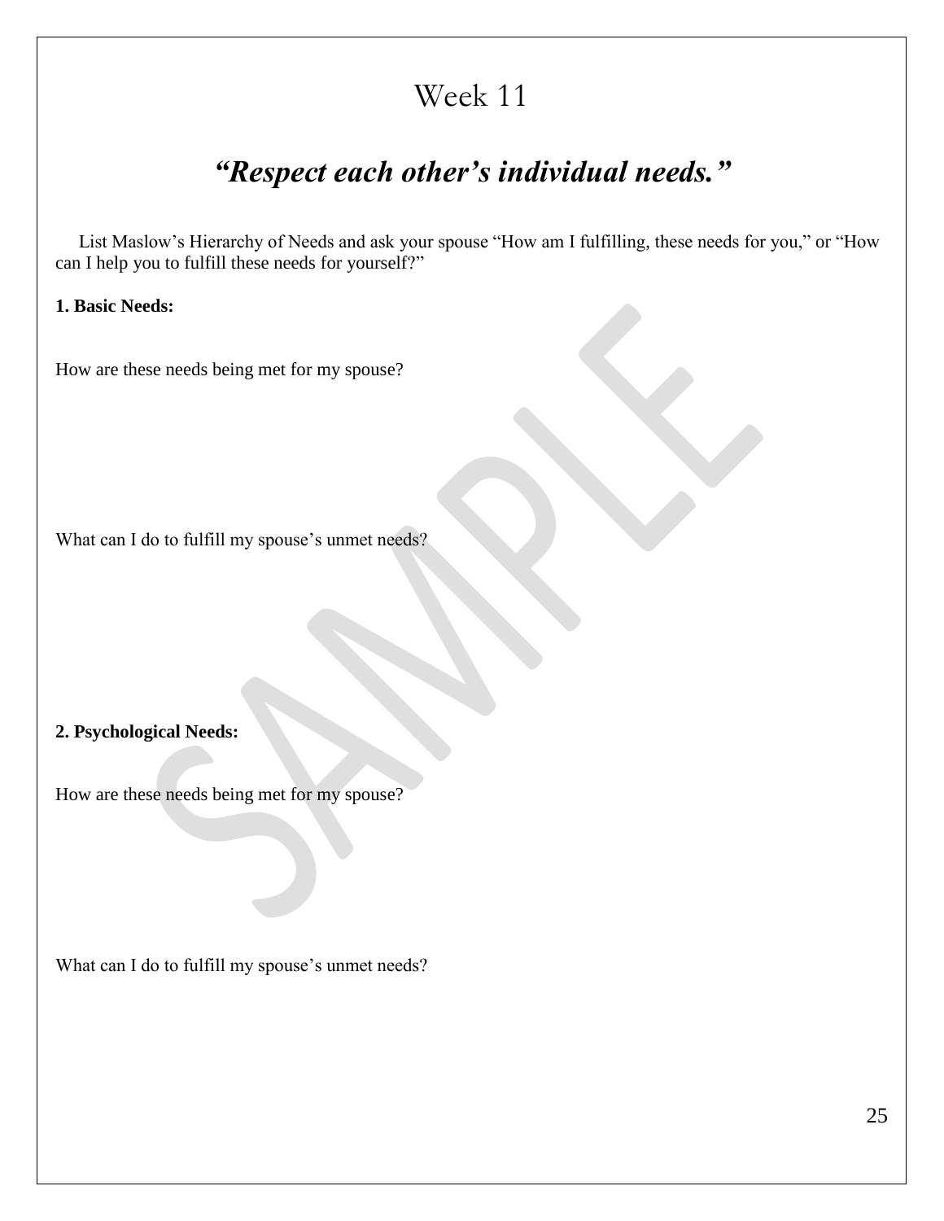# Week 11

## *"Respect each other's individual needs."*

List Maslow's Hierarchy of Needs and ask your spouse "How am I fulfilling, these needs for you," or "How can I help you to fulfill these needs for yourself?"

**1. Basic Needs:**

How are these needs being met for my spouse?

What can I do to fulfill my spouse's unmet needs?

**2. Psychological Needs:**

How are these needs being met for my spouse?

What can I do to fulfill my spouse's unmet needs?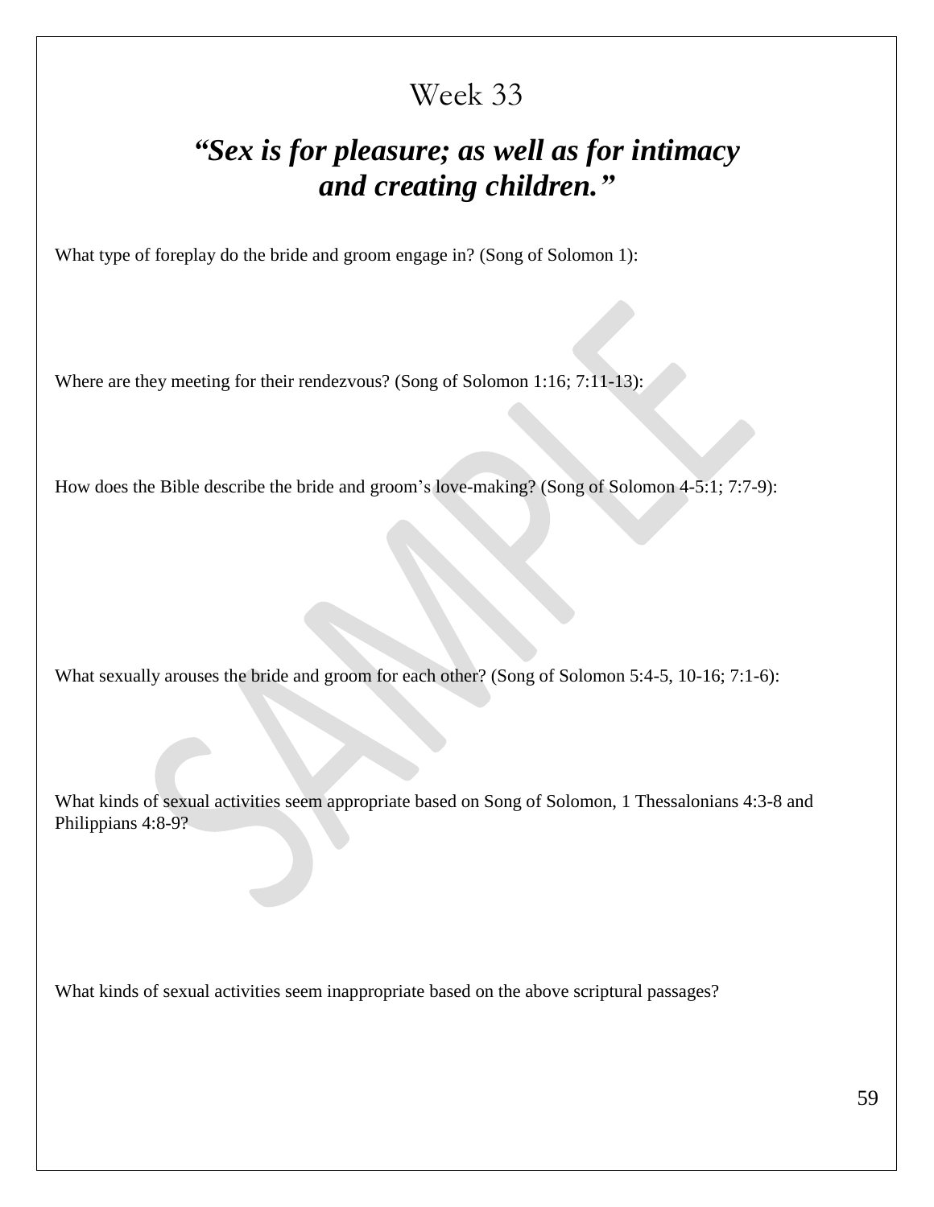# Week 33

## *"Sex is for pleasure; as well as for intimacy and creating children."*

What type of foreplay do the bride and groom engage in? (Song of Solomon 1):

Where are they meeting for their rendezvous? (Song of Solomon 1:16; 7:11-13):

How does the Bible describe the bride and groom's love-making? (Song of Solomon 4-5:1; 7:7-9):

What sexually arouses the bride and groom for each other? (Song of Solomon 5:4-5, 10-16; 7:1-6):

What kinds of sexual activities seem appropriate based on Song of Solomon, 1 Thessalonians 4:3-8 and Philippians 4:8-9?

What kinds of sexual activities seem inappropriate based on the above scriptural passages?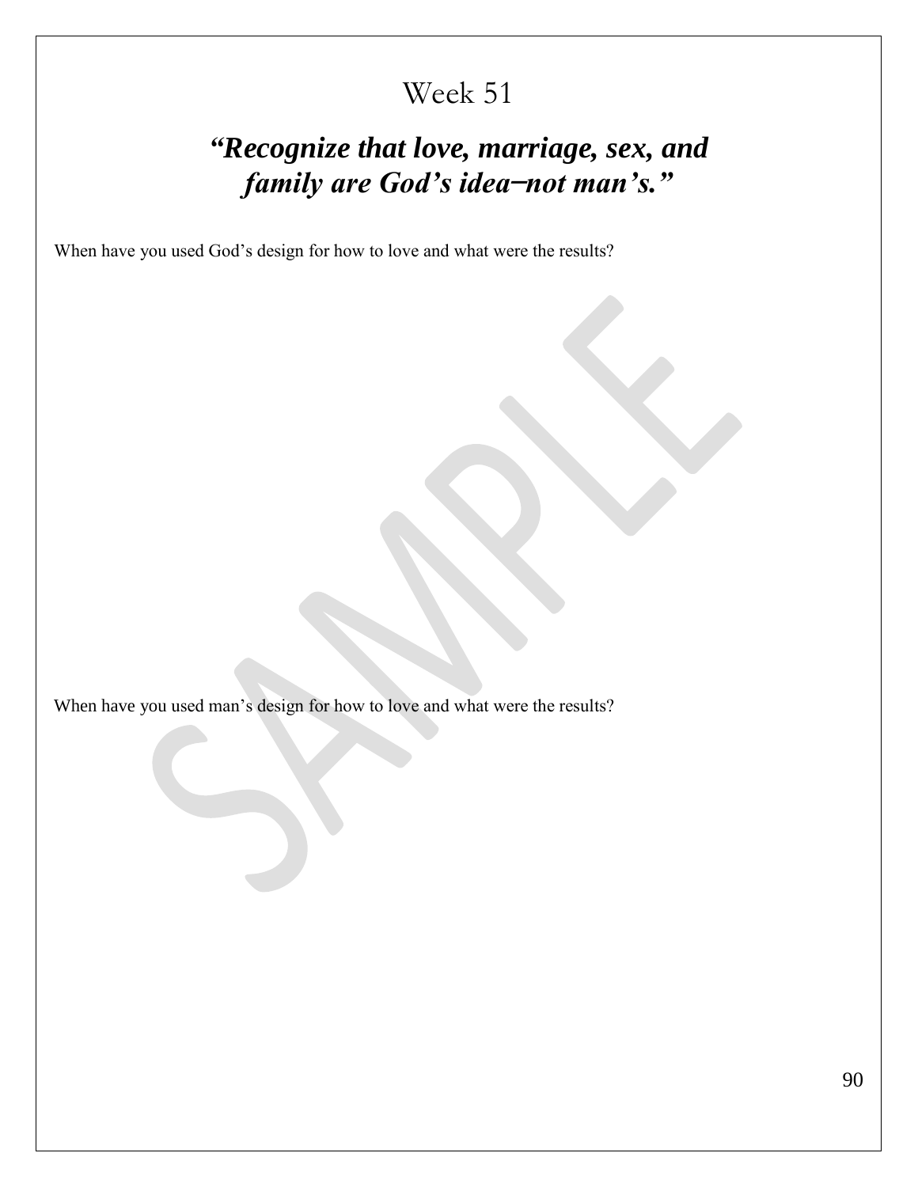# Week 51

## *"Recognize that love, marriage, sex, and family are God's idea–not man's."*

When have you used God's design for how to love and what were the results?

When have you used man's design for how to love and what were the results?